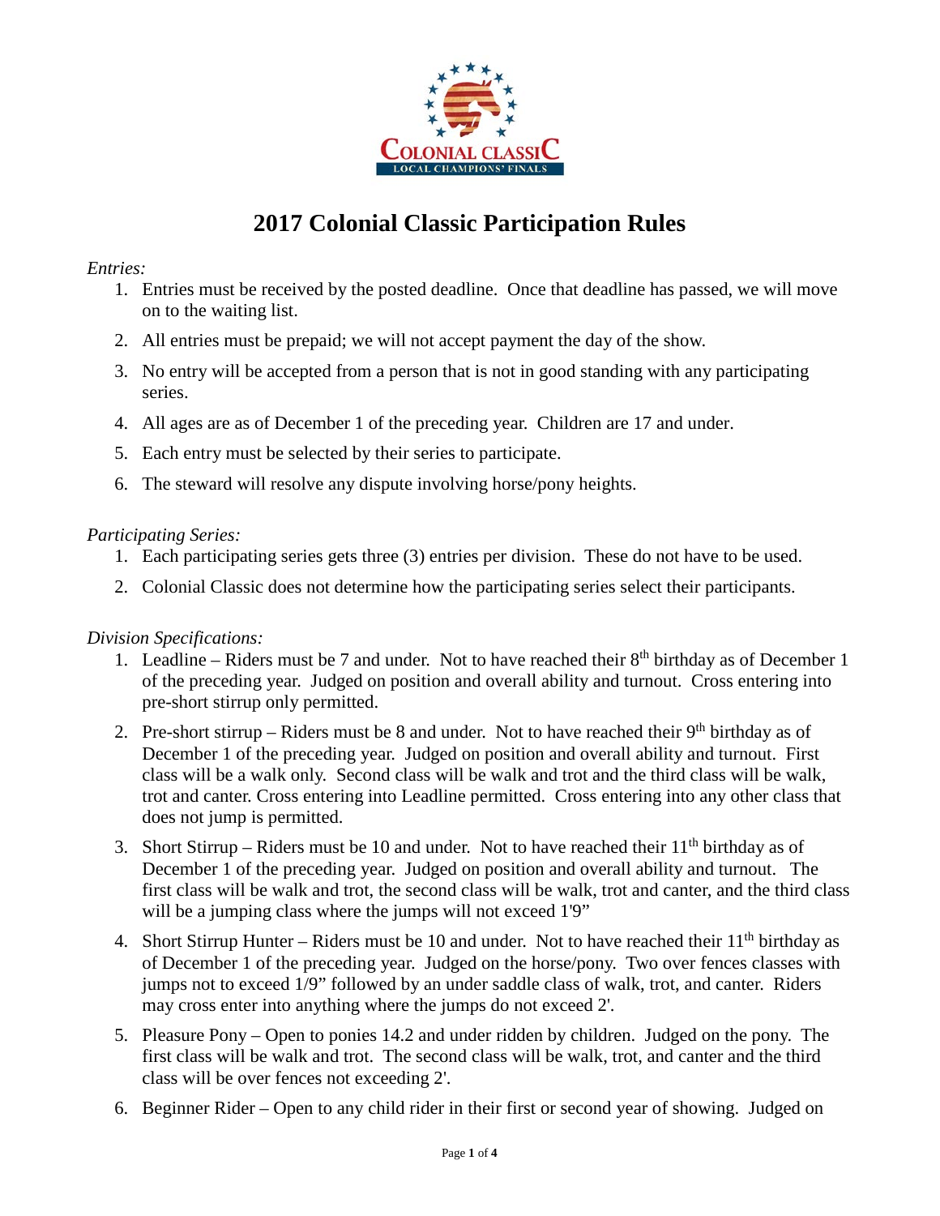# 2017 Colonial Classic Participation Rules

*Entries:*

1. Entries must be received by the posted deadline. Once that deadline has passed, we will move on to the waiting list.
2. All entries must be prepaid; we will not accept payment the day of the show.
3. No entry will be accepted from a person that is not in good standing with any participating series.
4. All ages are as of December 1 of the preceding year. Children are 17 and under.
5. Each entry must be selected by their series to participate.
6. The steward will resolve any dispute involving horse/pony heights.

*Participating Series:*

1. Each participating series gets three (3) entries per division. These do not have to be used.
2. Colonial Classic does not determine how the participating series select their participants.

*Division Specifications:*

1. Leadline – Riders must be 7 and under. Not to have reached their 8th birthday as of December 1 of the preceding year. Judged on position and overall ability and turnout. Cross entering into pre-short stirrup only permitted.
2. Pre-short stirrup – Riders must be 8 and under. Not to have reached their 9th birthday as of December 1 of the preceding year. Judged on position and overall ability and turnout. First class will be a walk only. Second class will be walk and trot and the third class will be walk, trot and canter. Cross entering into Leadline permitted. Cross entering into any other class that does not jump is permitted.
3. Short Stirrup – Riders must be 10 and under. Not to have reached their 11th birthday as of December 1 of the preceding year. Judged on position and overall ability and turnout. The first class will be walk and trot, the second class will be walk, trot and canter, and the third class will be a jumping class where the jumps will not exceed 1'9"
4. Short Stirrup Hunter – Riders must be 10 and under. Not to have reached their 11th birthday as of December 1 of the preceding year. Judged on the horse/pony. Two over fences classes with jumps not to exceed 1/9" followed by an under saddle class of walk, trot, and canter. Riders may cross enter into anything where the jumps do not exceed 2'.
5. Pleasure Pony – Open to ponies 14.2 and under ridden by children. Judged on the pony. The first class will be walk and trot. The second class will be walk, trot, and canter and the third class will be over fences not exceeding 2'.
6. Beginner Rider – Open to any child rider in their first or second year of showing. Judged on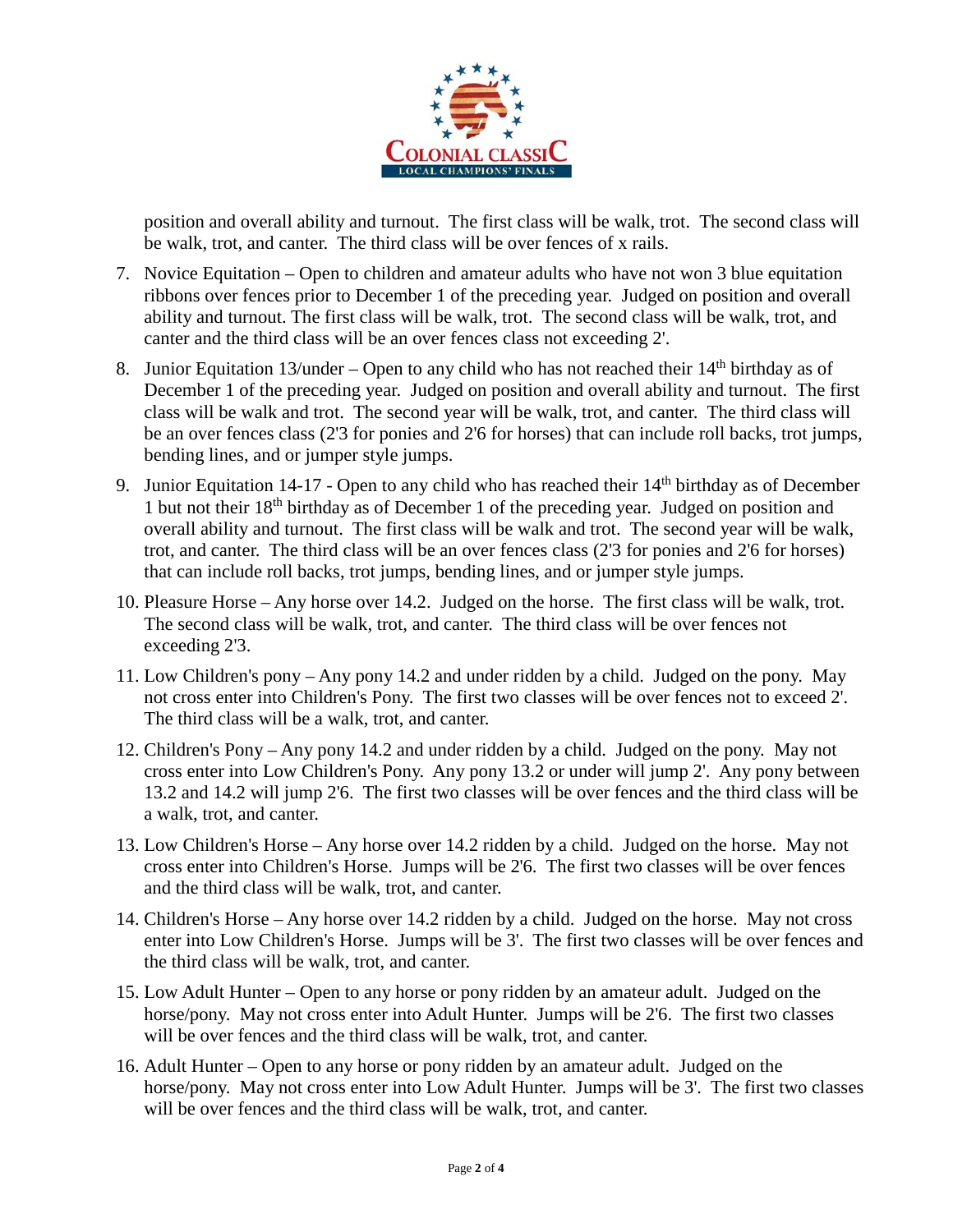position and overall ability and turnout. The first class will be walk, trot. The second class will be walk, trot, and canter. The third class will be over fences of x rails.

7. Novice Equitation – Open to children and amateur adults who have not won 3 blue equitation ribbons over fences prior to December 1 of the preceding year. Judged on position and overall ability and turnout. The first class will be walk, trot. The second class will be walk, trot, and canter and the third class will be an over fences class not exceeding 2'.
8. Junior Equitation 13/under – Open to any child who has not reached their 14th birthday as of December 1 of the preceding year. Judged on position and overall ability and turnout. The first class will be walk and trot. The second year will be walk, trot, and canter. The third class will be an over fences class (2'3 for ponies and 2'6 for horses) that can include roll backs, trot jumps, bending lines, and or jumper style jumps.
9. Junior Equitation 14-17 - Open to any child who has reached their 14th birthday as of December 1 but not their 18th birthday as of December 1 of the preceding year. Judged on position and overall ability and turnout. The first class will be walk and trot. The second year will be walk, trot, and canter. The third class will be an over fences class (2'3 for ponies and 2'6 for horses) that can include roll backs, trot jumps, bending lines, and or jumper style jumps.
10. Pleasure Horse – Any horse over 14.2. Judged on the horse. The first class will be walk, trot. The second class will be walk, trot, and canter. The third class will be over fences not exceeding 2'3.
11. Low Children's pony – Any pony 14.2 and under ridden by a child. Judged on the pony. May not cross enter into Children's Pony. The first two classes will be over fences not to exceed 2'. The third class will be a walk, trot, and canter.
12. Children's Pony – Any pony 14.2 and under ridden by a child. Judged on the pony. May not cross enter into Low Children's Pony. Any pony 13.2 or under will jump 2'. Any pony between 13.2 and 14.2 will jump 2'6. The first two classes will be over fences and the third class will be a walk, trot, and canter.
13. Low Children's Horse – Any horse over 14.2 ridden by a child. Judged on the horse. May not cross enter into Children's Horse. Jumps will be 2'6. The first two classes will be over fences and the third class will be walk, trot, and canter.
14. Children's Horse – Any horse over 14.2 ridden by a child. Judged on the horse. May not cross enter into Low Children's Horse. Jumps will be 3'. The first two classes will be over fences and the third class will be walk, trot, and canter.
15. Low Adult Hunter – Open to any horse or pony ridden by an amateur adult. Judged on the horse/pony. May not cross enter into Adult Hunter. Jumps will be 2'6. The first two classes will be over fences and the third class will be walk, trot, and canter.
16. Adult Hunter – Open to any horse or pony ridden by an amateur adult. Judged on the horse/pony. May not cross enter into Low Adult Hunter. Jumps will be 3'. The first two classes will be over fences and the third class will be walk, trot, and canter.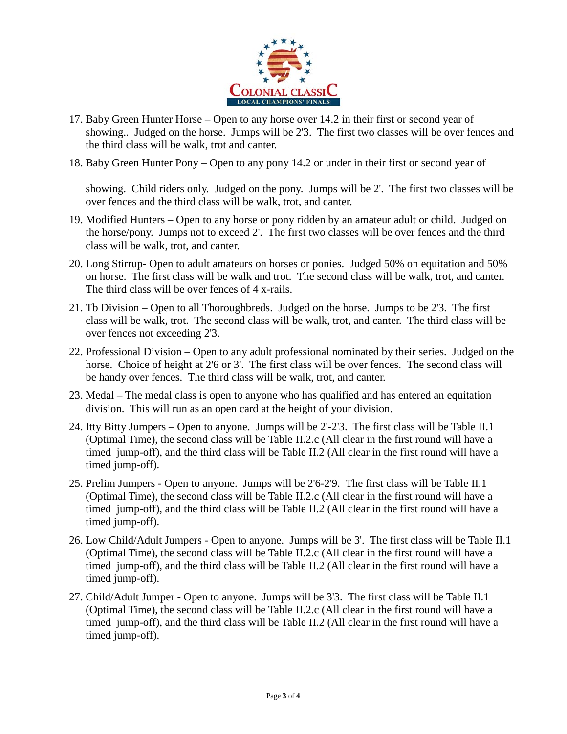17. Baby Green Hunter Horse – Open to any horse over 14.2 in their first or second year of showing.. Judged on the horse. Jumps will be 2'3. The first two classes will be over fences and the third class will be walk, trot and canter.
18. Baby Green Hunter Pony – Open to any pony 14.2 or under in their first or second year of showing. Child riders only. Judged on the pony. Jumps will be 2'. The first two classes will be over fences and the third class will be walk, trot, and canter.
19. Modified Hunters – Open to any horse or pony ridden by an amateur adult or child. Judged on the horse/pony. Jumps not to exceed 2'. The first two classes will be over fences and the third class will be walk, trot, and canter.
20. Long Stirrup- Open to adult amateurs on horses or ponies. Judged 50% on equitation and 50% on horse. The first class will be walk and trot. The second class will be walk, trot, and canter. The third class will be over fences of 4 x-rails.
21. Tb Division – Open to all Thoroughbreds. Judged on the horse. Jumps to be 2'3. The first class will be walk, trot. The second class will be walk, trot, and canter. The third class will be over fences not exceeding 2'3.
22. Professional Division – Open to any adult professional nominated by their series. Judged on the horse. Choice of height at 2'6 or 3'. The first class will be over fences. The second class will be handy over fences. The third class will be walk, trot, and canter.
23. Medal – The medal class is open to anyone who has qualified and has entered an equitation division. This will run as an open card at the height of your division.
24. Itty Bitty Jumpers – Open to anyone. Jumps will be 2'-2'3. The first class will be Table II.1 (Optimal Time), the second class will be Table II.2.c (All clear in the first round will have a timed jump-off), and the third class will be Table II.2 (All clear in the first round will have a timed jump-off).
25. Prelim Jumpers - Open to anyone. Jumps will be 2'6-2'9. The first class will be Table II.1 (Optimal Time), the second class will be Table II.2.c (All clear in the first round will have a timed jump-off), and the third class will be Table II.2 (All clear in the first round will have a timed jump-off).
26. Low Child/Adult Jumpers - Open to anyone. Jumps will be 3'. The first class will be Table II.1 (Optimal Time), the second class will be Table II.2.c (All clear in the first round will have a timed jump-off), and the third class will be Table II.2 (All clear in the first round will have a timed jump-off).
27. Child/Adult Jumper - Open to anyone. Jumps will be 3'3. The first class will be Table II.1 (Optimal Time), the second class will be Table II.2.c (All clear in the first round will have a timed jump-off), and the third class will be Table II.2 (All clear in the first round will have a timed jump-off).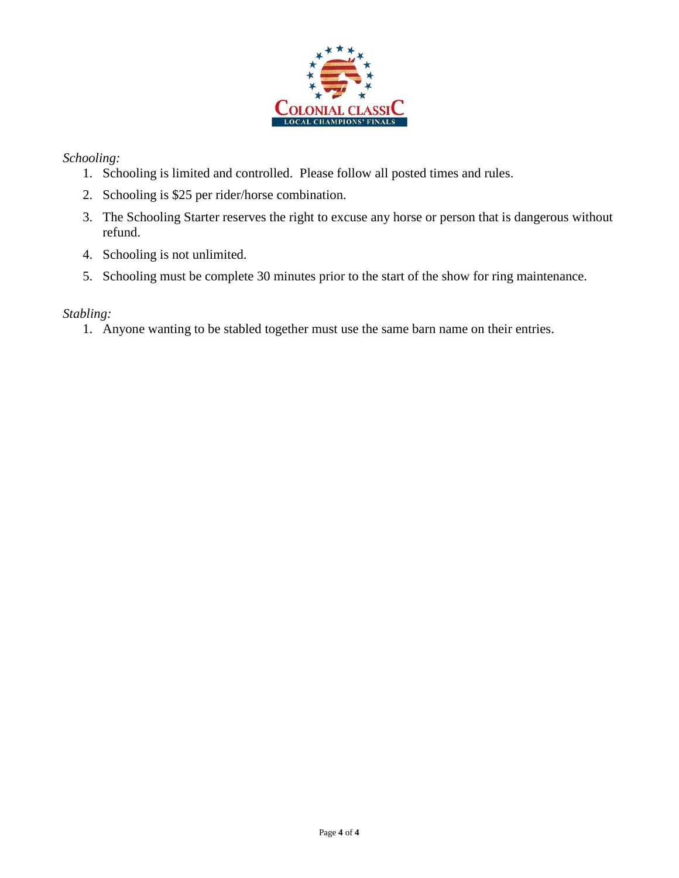*Schooling:*

1. Schooling is limited and controlled. Please follow all posted times and rules.
2. Schooling is $25 per rider/horse combination.
3. The Schooling Starter reserves the right to excuse any horse or person that is dangerous without refund.
4. Schooling is not unlimited.
5. Schooling must be complete 30 minutes prior to the start of the show for ring maintenance.

*Stabling:*

1. Anyone wanting to be stabled together must use the same barn name on their entries.